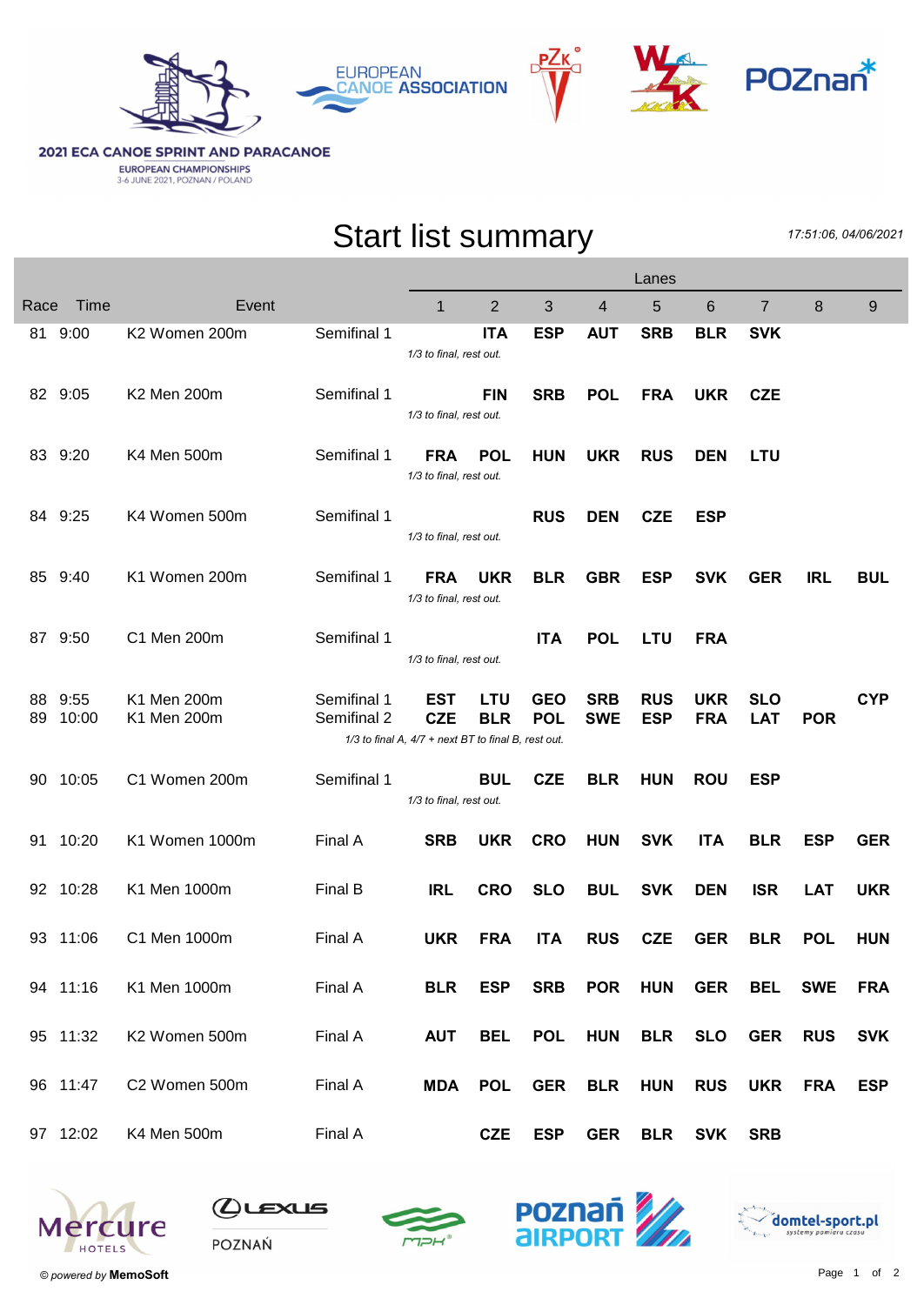**2021 ECA CANOE SPRINT AND PARACANOE**
EUROPEAN CHAMPIONSHIPS
3-6 JUNE 2021, POZNAN / POLAND

# Start list summary

*17:51:06, 04/06/2021*

| Race | Time | Event | | Lanes 1 | 2 | 3 | 4 | 5 | 6 | 7 | 8 | 9 |
|---|---|---|---|---|---|---|---|---|---|---|---|---|
| 81 | 9:00 | K2 Women 200m | Semifinal 1 | | **ITA** | **ESP** | **AUT** | **SRB** | **BLR** | **SVK** | | |
| | | | *1/3 to final, rest out.* | | | | | | | | | |
| 82 | 9:05 | K2 Men 200m | Semifinal 1 | | **FIN** | **SRB** | **POL** | **FRA** | **UKR** | **CZE** | | |
| | | | *1/3 to final, rest out.* | | | | | | | | | |
| 83 | 9:20 | K4 Men 500m | Semifinal 1 | **FRA** | **POL** | **HUN** | **UKR** | **RUS** | **DEN** | **LTU** | | |
| | | | *1/3 to final, rest out.* | | | | | | | | | |
| 84 | 9:25 | K4 Women 500m | Semifinal 1 | | | **RUS** | **DEN** | **CZE** | **ESP** | | | |
| | | | *1/3 to final, rest out.* | | | | | | | | | |
| 85 | 9:40 | K1 Women 200m | Semifinal 1 | **FRA** | **UKR** | **BLR** | **GBR** | **ESP** | **SVK** | **GER** | **IRL** | **BUL** |
| | | | *1/3 to final, rest out.* | | | | | | | | | |
| 87 | 9:50 | C1 Men 200m | Semifinal 1 | | | **ITA** | **POL** | **LTU** | **FRA** | | | |
| | | | *1/3 to final, rest out.* | | | | | | | | | |
| 88 | 9:55 | K1 Men 200m | Semifinal 1 | **EST** | **LTU** | **GEO** | **SRB** | **RUS** | **UKR** | **SLO** | | **CYP** |
| 89 | 10:00 | K1 Men 200m | Semifinal 2 | **CZE** | **BLR** | **POL** | **SWE** | **ESP** | **FRA** | **LAT** | **POR** | |
| | | | *1/3 to final A, 4/7 + next BT to final B, rest out.* | | | | | | | | | |
| 90 | 10:05 | C1 Women 200m | Semifinal 1 | | **BUL** | **CZE** | **BLR** | **HUN** | **ROU** | **ESP** | | |
| | | | *1/3 to final, rest out.* | | | | | | | | | |
| 91 | 10:20 | K1 Women 1000m | Final A | **SRB** | **UKR** | **CRO** | **HUN** | **SVK** | **ITA** | **BLR** | **ESP** | **GER** |
| 92 | 10:28 | K1 Men 1000m | Final B | **IRL** | **CRO** | **SLO** | **BUL** | **SVK** | **DEN** | **ISR** | **LAT** | **UKR** |
| 93 | 11:06 | C1 Men 1000m | Final A | **UKR** | **FRA** | **ITA** | **RUS** | **CZE** | **GER** | **BLR** | **POL** | **HUN** |
| 94 | 11:16 | K1 Men 1000m | Final A | **BLR** | **ESP** | **SRB** | **POR** | **HUN** | **GER** | **BEL** | **SWE** | **FRA** |
| 95 | 11:32 | K2 Women 500m | Final A | **AUT** | **BEL** | **POL** | **HUN** | **BLR** | **SLO** | **GER** | **RUS** | **SVK** |
| 96 | 11:47 | C2 Women 500m | Final A | **MDA** | **POL** | **GER** | **BLR** | **HUN** | **RUS** | **UKR** | **FRA** | **ESP** |
| 97 | 12:02 | K4 Men 500m | Final A | | **CZE** | **ESP** | **GER** | **BLR** | **SVK** | **SRB** | | |

© *powered by* **MemoSoft**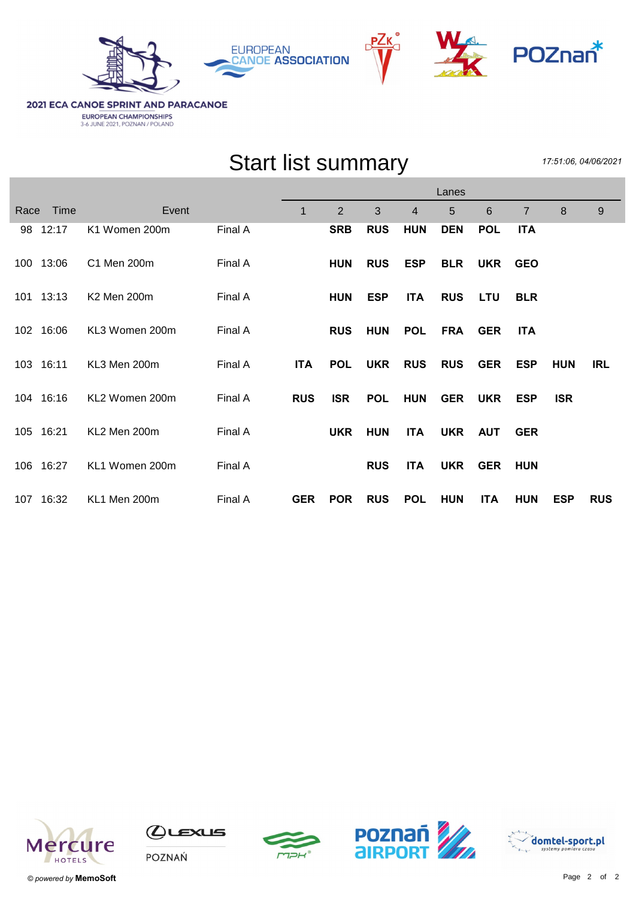2021 ECA CANOE SPRINT AND PARACANOE

EUROPEAN CHAMPIONSHIPS

3-6 JUNE 2021, POZNAN / POLAND

# Start list summary

*17:51:06, 04/06/2021*

| Race | Time | Event | | Lanes | | | | | | | | |
|---|---|---|---|---|---|---|---|---|---|---|---|---|
| | | | | 1 | 2 | 3 | 4 | 5 | 6 | 7 | 8 | 9 |
| 98 | 12:17 | K1 Women 200m | Final A | | **SRB** | **RUS** | **HUN** | **DEN** | **POL** | **ITA** | | |
| 100 | 13:06 | C1 Men 200m | Final A | | **HUN** | **RUS** | **ESP** | **BLR** | **UKR** | **GEO** | | |
| 101 | 13:13 | K2 Men 200m | Final A | | **HUN** | **ESP** | **ITA** | **RUS** | **LTU** | **BLR** | | |
| 102 | 16:06 | KL3 Women 200m | Final A | | **RUS** | **HUN** | **POL** | **FRA** | **GER** | **ITA** | | |
| 103 | 16:11 | KL3 Men 200m | Final A | **ITA** | **POL** | **UKR** | **RUS** | **RUS** | **GER** | **ESP** | **HUN** | **IRL** |
| 104 | 16:16 | KL2 Women 200m | Final A | **RUS** | **ISR** | **POL** | **HUN** | **GER** | **UKR** | **ESP** | **ISR** | |
| 105 | 16:21 | KL2 Men 200m | Final A | | **UKR** | **HUN** | **ITA** | **UKR** | **AUT** | **GER** | | |
| 106 | 16:27 | KL1 Women 200m | Final A | | | **RUS** | **ITA** | **UKR** | **GER** | **HUN** | | |
| 107 | 16:32 | KL1 Men 200m | Final A | **GER** | **POR** | **RUS** | **POL** | **HUN** | **ITA** | **HUN** | **ESP** | **RUS** |

*© powered by* **MemoSoft**